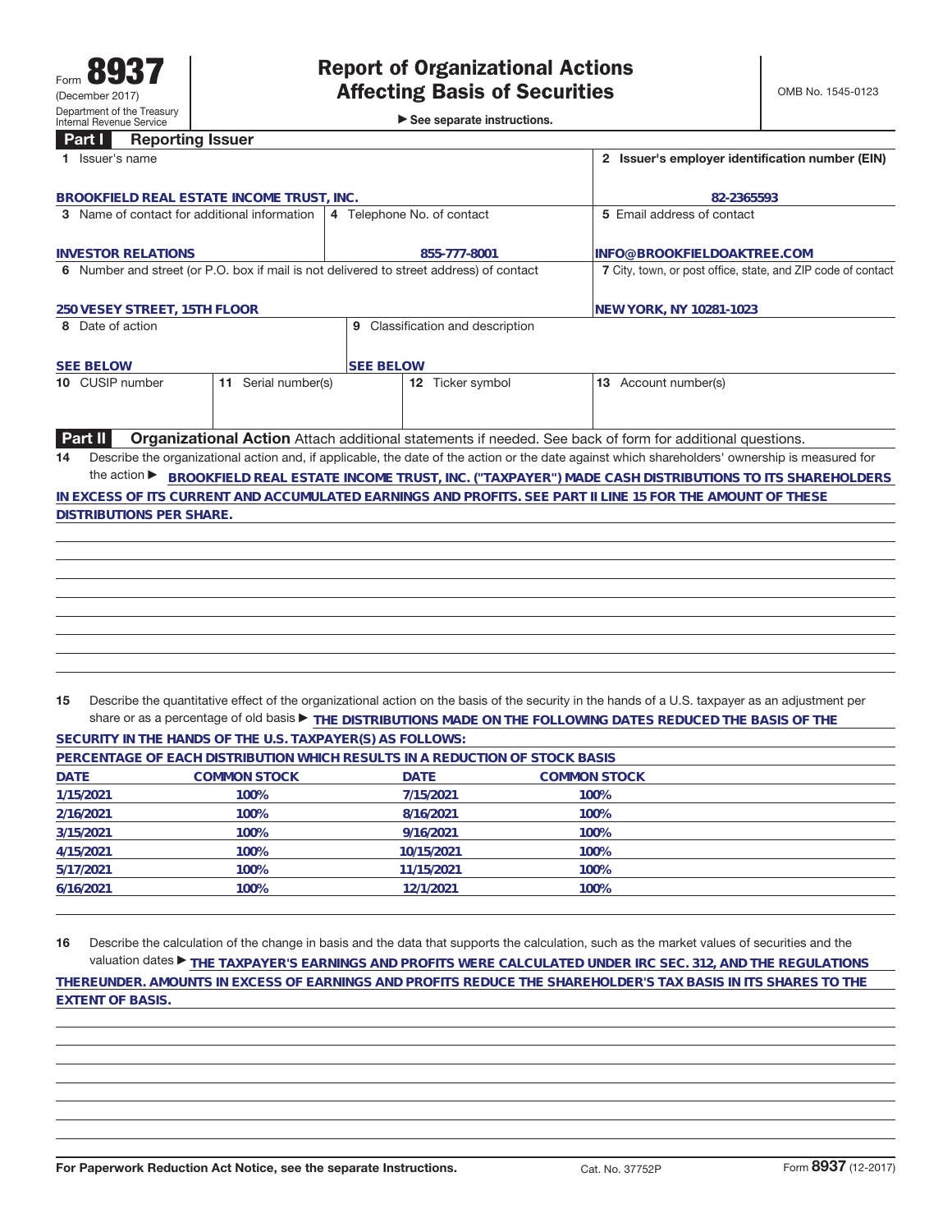Form **8937**
(December 2017)
Department of the Treasury
Internal Revenue Service

# Report of Organizational Actions Affecting Basis of Securities

▶ See separate instructions.

OMB No. 1545-0123

## Part I Reporting Issuer

| | | | |
|---|---|---|---|
| **1** Issuer's name<br>BROOKFIELD REAL ESTATE INCOME TRUST, INC. | | | **2** Issuer's employer identification number (EIN)<br>82-2365593 |
| **3** Name of contact for additional information<br>INVESTOR RELATIONS | **4** Telephone No. of contact<br>855-777-8001 | | **5** Email address of contact<br>INFO@BROOKFIELDOAKTREE.COM |
| **6** Number and street (or P.O. box if mail is not delivered to street address) of contact<br>250 VESEY STREET, 15TH FLOOR | | | **7** City, town, or post office, state, and ZIP code of contact<br>NEW YORK, NY 10281-1023 |
| **8** Date of action<br>SEE BELOW | **9** Classification and description<br>SEE BELOW | | |
| **10** CUSIP number | **11** Serial number(s) | **12** Ticker symbol | **13** Account number(s) |

## Part II Organizational Action

Attach additional statements if needed. See back of form for additional questions.

**14** Describe the organizational action and, if applicable, the date of the action or the date against which shareholders' ownership is measured for the action ▶ BROOKFIELD REAL ESTATE INCOME TRUST, INC. ("TAXPAYER") MADE CASH DISTRIBUTIONS TO ITS SHAREHOLDERS IN EXCESS OF ITS CURRENT AND ACCUMULATED EARNINGS AND PROFITS. SEE PART II LINE 15 FOR THE AMOUNT OF THESE DISTRIBUTIONS PER SHARE.

**15** Describe the quantitative effect of the organizational action on the basis of the security in the hands of a U.S. taxpayer as an adjustment per share or as a percentage of old basis ▶ THE DISTRIBUTIONS MADE ON THE FOLLOWING DATES REDUCED THE BASIS OF THE SECURITY IN THE HANDS OF THE U.S. TAXPAYER(S) AS FOLLOWS:

PERCENTAGE OF EACH DISTRIBUTION WHICH RESULTS IN A REDUCTION OF STOCK BASIS

| DATE | COMMON STOCK | DATE | COMMON STOCK |
|---|---|---|---|
| 1/15/2021 | 100% | 7/15/2021 | 100% |
| 2/16/2021 | 100% | 8/16/2021 | 100% |
| 3/15/2021 | 100% | 9/16/2021 | 100% |
| 4/15/2021 | 100% | 10/15/2021 | 100% |
| 5/17/2021 | 100% | 11/15/2021 | 100% |
| 6/16/2021 | 100% | 12/1/2021 | 100% |

**16** Describe the calculation of the change in basis and the data that supports the calculation, such as the market values of securities and the valuation dates ▶ THE TAXPAYER'S EARNINGS AND PROFITS WERE CALCULATED UNDER IRC SEC. 312, AND THE REGULATIONS THEREUNDER. AMOUNTS IN EXCESS OF EARNINGS AND PROFITS REDUCE THE SHAREHOLDER'S TAX BASIS IN ITS SHARES TO THE EXTENT OF BASIS.

**For Paperwork Reduction Act Notice, see the separate Instructions.** Cat. No. 37752P Form **8937** (12-2017)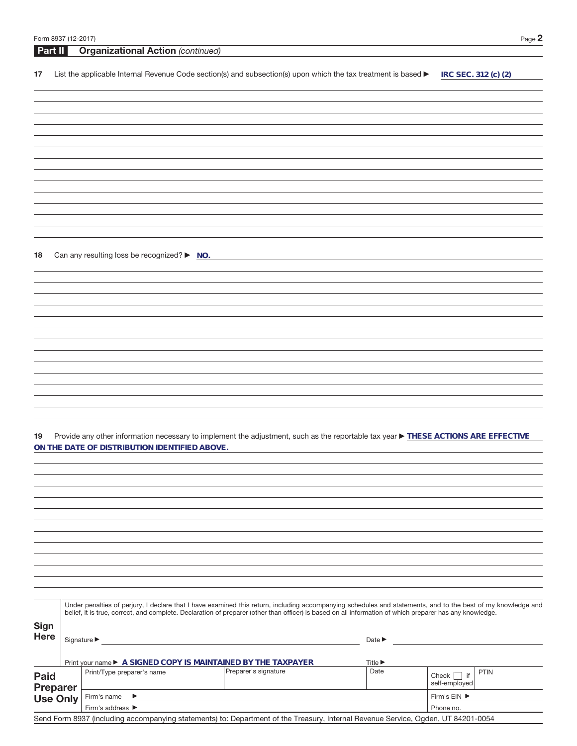Form 8937 (12-2017)

## Part II Organizational Action *(continued)*

**17** List the applicable Internal Revenue Code section(s) and subsection(s) upon which the tax treatment is based ▶ **IRC SEC. 312 (c) (2)**

**18** Can any resulting loss be recognized? ▶ **NO.**

**19** Provide any other information necessary to implement the adjustment, such as the reportable tax year ▶ **THESE ACTIONS ARE EFFECTIVE ON THE DATE OF DISTRIBUTION IDENTIFIED ABOVE.**

**Sign Here**

Under penalties of perjury, I declare that I have examined this return, including accompanying schedules and statements, and to the best of my knowledge and belief, it is true, correct, and complete. Declaration of preparer (other than officer) is based on all information of which preparer has any knowledge.

Signature ▶ Date ▶

Print your name ▶ **A SIGNED COPY IS MAINTAINED BY THE TAXPAYER** Title ▶

| **Paid Preparer Use Only** | Print/Type preparer's name | Preparer's signature | Date | Check ☐ if self-employed | PTIN |
|---|---|---|---|---|---|
| | Firm's name ▶ | | | Firm's EIN ▶ | |
| | Firm's address ▶ | | | Phone no. | |

Send Form 8937 (including accompanying statements) to: Department of the Treasury, Internal Revenue Service, Ogden, UT 84201-0054